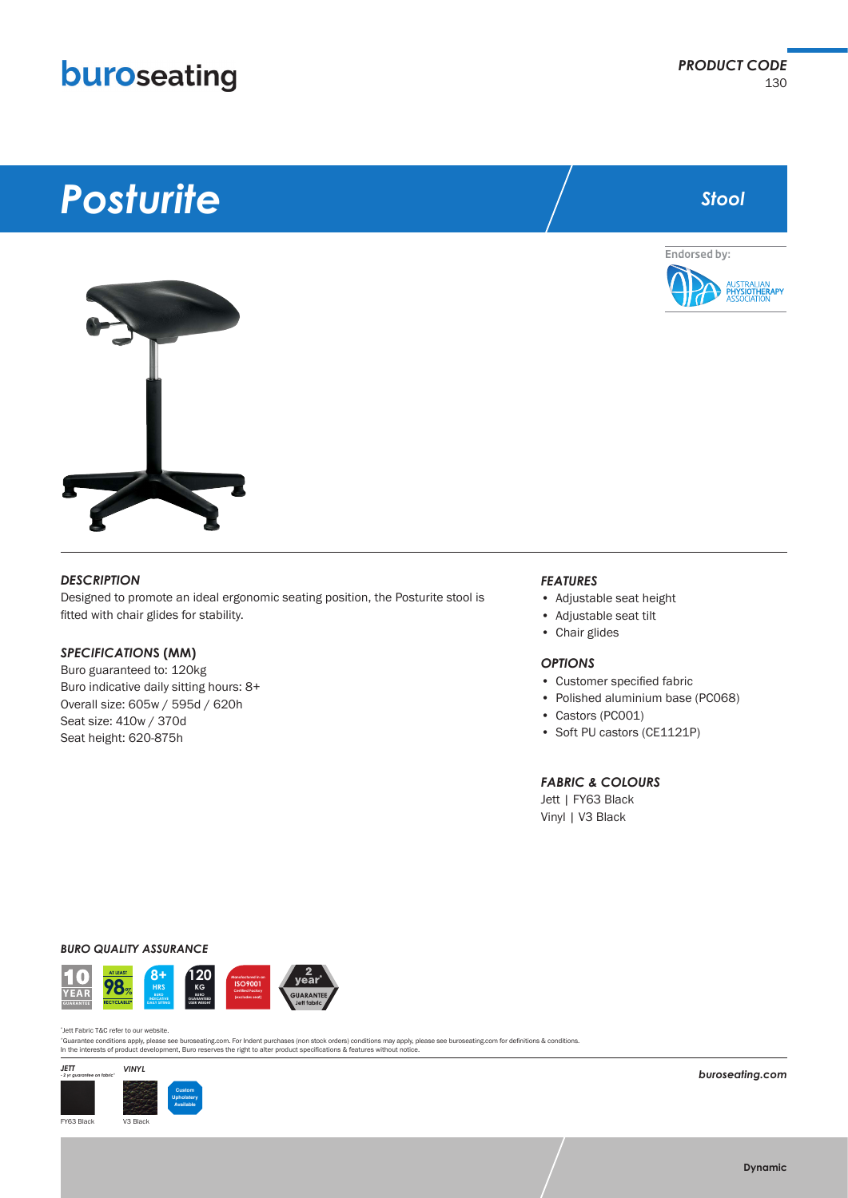**buroseating**

*PRODUCT CODE*
130

# *Posturite*

*Stool*

Endorsed by:
AUSTRALIAN PHYSIOTHERAPY ASSOCIATION

### *DESCRIPTION*

Designed to promote an ideal ergonomic seating position, the Posturite stool is fitted with chair glides for stability.

### *SPECIFICATIONS* (MM)

Buro guaranteed to: 120kg
Buro indicative daily sitting hours: 8+
Overall size: 605w / 595d / 620h
Seat size: 410w / 370d
Seat height: 620-875h

### *FEATURES*

- Adjustable seat height
- Adjustable seat tilt
- Chair glides

### *OPTIONS*

- Customer specified fabric
- Polished aluminium base (PC068)
- Castors (PC001)
- Soft PU castors (CE1121P)

### *FABRIC & COLOURS*

Jett | FY63 Black
Vinyl | V3 Black

### *BURO QUALITY ASSURANCE*

10 YEAR GUARANTEE | AT LEAST 98% RECYCLABLE | 8+ HRS BURO INDICATIVE DAILY SITTING | 120 KG BURO GUARANTEED USER WEIGHT | Manufactured in an ISO9001 Certified Factory (excludes seat) | 2 year GUARANTEE Jett fabric

*Jett Fabric T&C refer to our website.
*Guarantee conditions apply, please see buroseating.com. For Indent purchases (non stock orders) conditions may apply, please see buroseating.com for definitions & conditions.
In the interests of product development, Buro reserves the right to alter product specifications & features without notice.

*JETT*
*- 2 yr guarantee on fabric*
FY63 Black

*VINYL*
V3 Black

Custom Upholstery Available

buroseating.com

Dynamic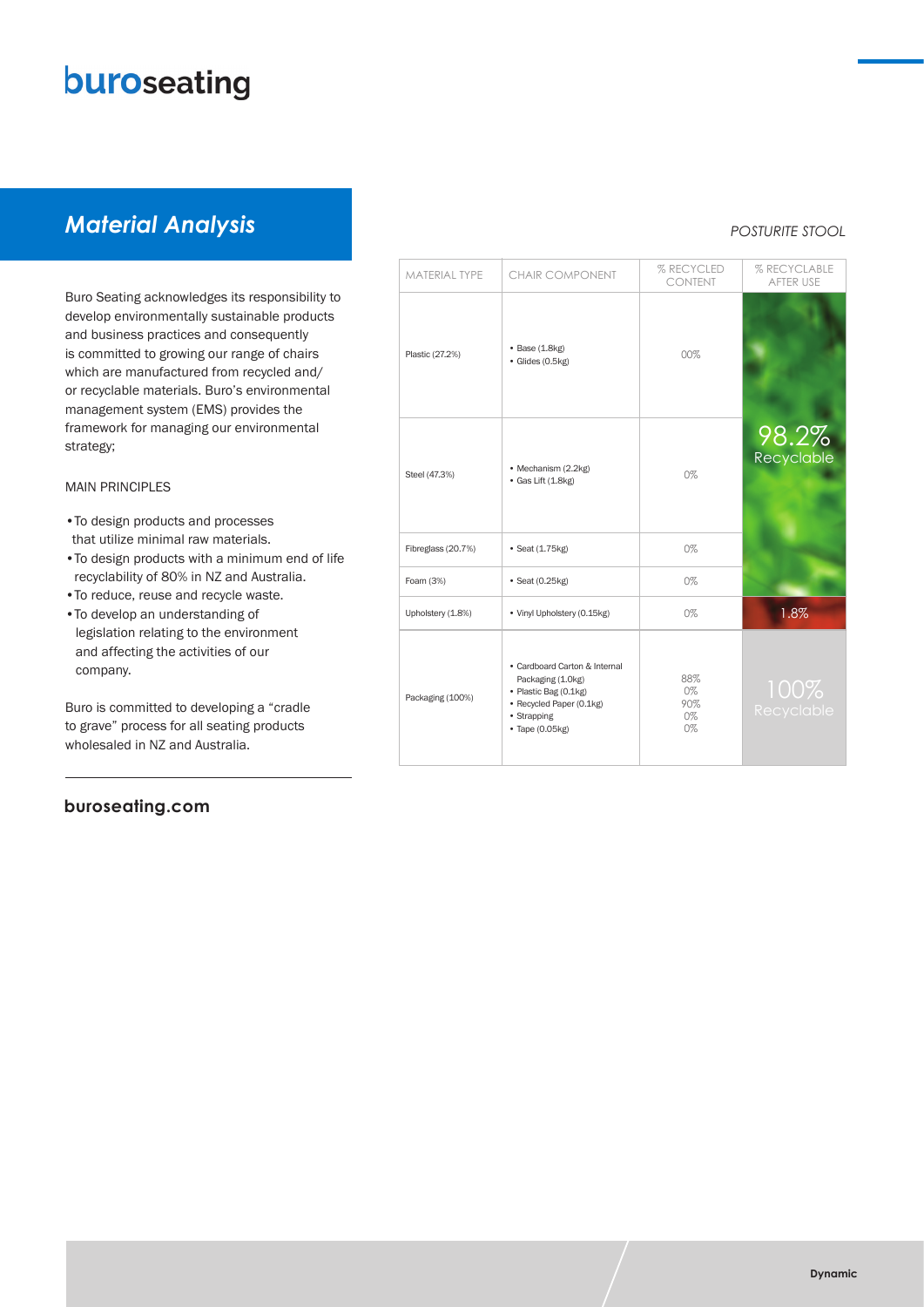# buroseating

## *Material Analysis*

Buro Seating acknowledges its responsibility to develop environmentally sustainable products and business practices and consequently is committed to growing our range of chairs which are manufactured from recycled and/ or recyclable materials. Buro's environmental management system (EMS) provides the framework for managing our environmental strategy;

MAIN PRINCIPLES

- To design products and processes that utilize minimal raw materials.
- To design products with a minimum end of life recyclability of 80% in NZ and Australia.
- To reduce, reuse and recycle waste.
- To develop an understanding of legislation relating to the environment and affecting the activities of our company.

Buro is committed to developing a "cradle to grave" process for all seating products wholesaled in NZ and Australia.

*POSTURITE STOOL*

| MATERIAL TYPE | CHAIR COMPONENT | % RECYCLED CONTENT | % RECYCLABLE AFTER USE |
|---|---|---|---|
| Plastic (27.2%) | • Base (1.8kg) • Glides (0.5kg) | 00% | 98.2% Recyclable |
| Steel (47.3%) | • Mechanism (2.2kg) • Gas Lift (1.8kg) | 0% | |
| Fibreglass (20.7%) | • Seat (1.75kg) | 0% | |
| Foam (3%) | • Seat (0.25kg) | 0% | |
| Upholstery (1.8%) | • Vinyl Upholstery (0.15kg) | 0% | 1.8% |
| Packaging (100%) | • Cardboard Carton & Internal Packaging (1.0kg) • Plastic Bag (0.1kg) • Recycled Paper (0.1kg) • Strapping • Tape (0.05kg) | 88% 0% 90% 0% 0% | 100% Recyclable |

**buroseating.com**

Dynamic